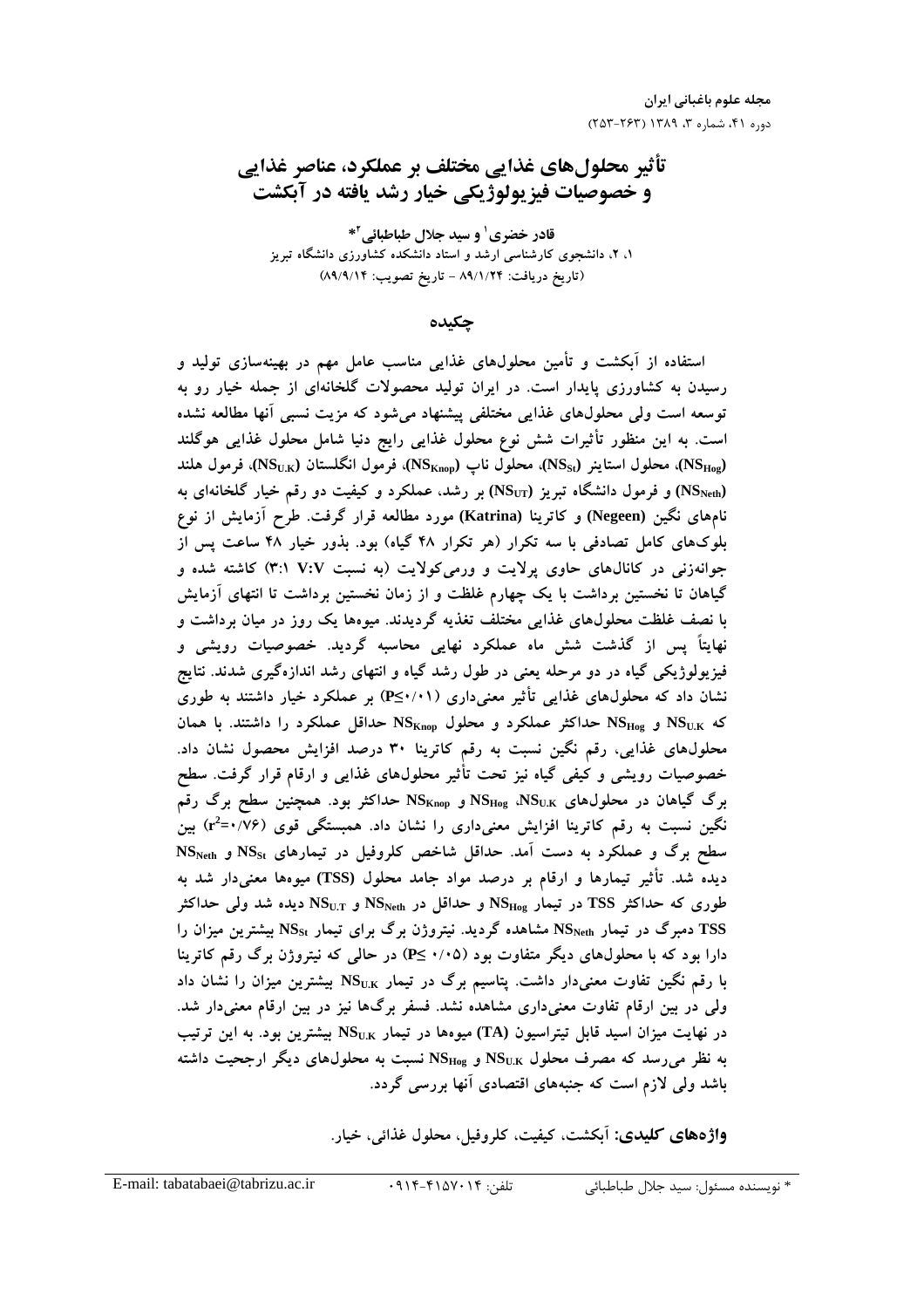# تأثیر محلول‌های غذایی مختلف بر عملکرد، عناصر غذایی و خصوصیات فیزیولوژیکی خیار رشد یافته در آبکشت

**قادر خضری[1] و سید جلال طباطبائی[2*]**

۱، ۲، دانشجوی کارشناسی ارشد و استاد دانشکده کشاورزی دانشگاه تبریز

(تاریخ دریافت: ۸۹/۱/۲۴ - تاریخ تصویب: ۸۹/۹/۱۴)

## چکیده

استفاده از آبکشت و تأمین محلول‌های غذایی مناسب عامل مهم در بهینه‌سازی تولید و رسیدن به کشاورزی پایدار است. در ایران تولید محصولات گلخانه‌ای از جمله خیار رو به توسعه است ولی محلول‌های غذایی مختلفی پیشنهاد می‌شود که مزیت نسبی آنها مطالعه نشده است. به این منظور تأثیرات شش نوع محلول غذایی رایج دنیا شامل محلول غذایی هوگلند ($NS_{Hog}$)، محلول استاینر ($NS_{St}$)، محلول ناپ ($NS_{Knop}$)، فرمول انگلستان ($NS_{U.K}$)، فرمول هلند ($NS_{Neth}$) و فرمول دانشگاه تبریز ($NS_{UT}$) بر رشد، عملکرد و کیفیت دو رقم خیار گلخانه‌ای به نام‌های نگین (Negeen) و کاترینا (Katrina) مورد مطالعه قرار گرفت. طرح آزمایش از نوع بلوک‌های کامل تصادفی با سه تکرار (هر تکرار ۴۸ گیاه) بود. بذور خیار ۴۸ ساعت پس از جوانه‌زنی در کانال‌های حاوی پرلایت و ورمی‌کولایت (به نسبت V:V ۳:۱) کاشته شده و گیاهان تا نخستین برداشت با یک چهارم غلظت و از زمان نخستین برداشت تا انتهای آزمایش با نصف غلظت محلول‌های غذایی مختلف تغذیه گردیدند. میوه‌ها یک روز در میان برداشت و نهایتاً پس از گذشت شش ماه عملکرد نهایی محاسبه گردید. خصوصیات رویشی و فیزیولوژیکی گیاه در دو مرحله یعنی در طول رشد گیاه و انتهای رشد اندازه‌گیری شدند. نتایج نشان داد که محلول‌های غذایی تأثیر معنی‌داری ($P\leq0/01$) بر عملکرد خیار داشتند به طوری که $NS_{U.K}$ و $NS_{Hog}$ حداکثر عملکرد و محلول $NS_{Knop}$ حداقل عملکرد را داشتند. با همان محلول‌های غذایی، رقم نگین نسبت به رقم کاترینا ۳۰ درصد افزایش محصول نشان داد. خصوصیات رویشی و کیفی گیاه نیز تحت تأثیر محلول‌های غذایی و ارقام قرار گرفت. سطح برگ گیاهان در محلول‌های $NS_{U.K}$، $NS_{Hog}$ و $NS_{Knop}$ حداکثر بود. همچنین سطح برگ رقم نگین نسبت به رقم کاترینا افزایش معنی‌داری را نشان داد. همبستگی قوی ($r^2=0/76$) بین سطح برگ و عملکرد به دست آمد. حداقل شاخص کلروفیل در تیمارهای $NS_{St}$ و $NS_{Neth}$ دیده شد. تأثیر تیمارها و ارقام بر درصد مواد جامد محلول (TSS) میوه‌ها معنی‌دار شد به طوری که حداکثر TSS در تیمار $NS_{Hog}$ و حداقل در $NS_{Neth}$ و $NS_{U.T}$ دیده شد ولی حداکثر TSS دمبرگ در تیمار $NS_{Neth}$ مشاهده گردید. نیتروژن برگ برای تیمار $NS_{St}$ بیشترین میزان را دارا بود که با محلول‌های دیگر متفاوت بود ($P\leq 0/05$) در حالی که نیتروژن برگ رقم کاترینا با رقم نگین تفاوت معنی‌دار داشت. پتاسیم برگ در تیمار $NS_{U.K}$ بیشترین میزان را نشان داد ولی در بین ارقام تفاوت معنی‌داری مشاهده نشد. فسفر برگ‌ها نیز در بین ارقام معنی‌دار شد. در نهایت میزان اسید قابل تیتراسیون (TA) میوه‌ها در تیمار $NS_{U.K}$ بیشترین بود. به این ترتیب به نظر می‌رسد که مصرف محلول $NS_{U.K}$ و $NS_{Hog}$ نسبت به محلول‌های دیگر ارجحیت داشته باشد ولی لازم است که جنبه‌های اقتصادی آنها بررسی گردد.

**واژه‌های کلیدی:** آبکشت، کیفیت، کلروفیل، محلول غذایی، خیار.

---

* نویسنده مسئول: سید جلال طباطبائی        تلفن: ۰۹۱۴-۴۱۵۷۰۱۴        E-mail: tabatabaei@tabrizu.ac.ir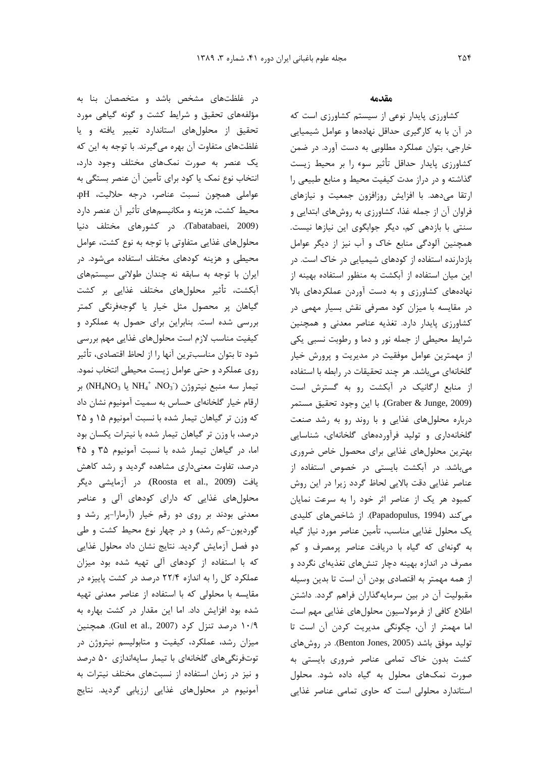## مقدمه

کشاورزی پایدار نوعی از سیستم کشاورزی است که در آن با به کارگیری حداقل نهاده‌ها و عوامل شیمیایی خارجی، بتوان عملکرد مطلوبی به دست آورد. در ضمن کشاورزی پایدار حداقل تأثیر سوء را بر محیط زیست گذاشته و در دراز مدت کیفیت محیط و منابع طبیعی را ارتقا می‌دهد. با افزایش روزافزون جمعیت و نیازهای فراوان آن از جمله غذا، کشاورزی به روش‌های ابتدایی و سنتی با بازدهی کم، دیگر جوابگوی این نیازها نیست. همچنین آلودگی منابع خاک و آب نیز از دیگر عوامل بازدارنده استفاده از کودهای شیمیایی در خاک است. در این میان استفاده از آبکشت به منظور استفاده بهینه از نهاده‌های کشاورزی و به دست آوردن عملکردهای بالا در مقایسه با میزان کود مصرفی نقش بسیار مهمی در کشاورزی پایدار دارد. تغذیه عناصر معدنی و همچنین شرایط محیطی از جمله نور و دما و رطوبت نسبی یکی از مهمترین عوامل موفقیت در مدیریت و پرورش خیار گلخانه‌ای می‌باشد. هر چند تحقیقات در رابطه با استفاده از منابع ارگانیک در آبکشت رو به گسترش است (Graber & Junge, 2009). با این وجود تحقیق مستمر درباره محلول‌های غذایی و با روند رو به رشد صنعت گلخانه‌داری و تولید فرآورده‌های گلخانه‌ای، شناسایی بهترین محلول‌های غذایی برای محصول خاص ضروری می‌باشد. در آبکشت بایستی در خصوص استفاده از عناصر غذایی دقت بالایی لحاظ گردد زیرا در این روش کمبود هر یک از عناصر اثر خود را به سرعت نمایان می‌کند (Papadopulus, 1994). از شاخص‌های کلیدی یک محلول غذایی مناسب، تأمین عناصر مورد نیاز گیاه به گونه‌ای که گیاه با دریافت عناصر پرمصرف و کم مصرف در اندازه بهینه دچار تنش‌های تغذیه‌ای نگردد و از همه مهمتر به اقتصادی بودن آن است تا بدین وسیله مقبولیت آن در بین سرمایه‌گذاران فراهم گردد. داشتن اطلاع کافی از فرمولاسیون محلول‌های غذایی مهم است اما مهمتر از آن، چگونگی مدیریت کردن آن است تا تولید موفق باشد (Benton Jones, 2005). در روش‌های کشت بدون خاک تمامی عناصر ضروری بایستی به صورت نمک‌های محلول به گیاه داده شود. محلول استاندارد محلولی است که حاوی تمامی عناصر غذایی در غلظت‌های مشخص باشد و متخصصان بنا به مؤلفه‌های تحقیق و شرایط کشت و گونه گیاهی مورد تحقیق از محلول‌های استاندارد تغییر یافته و یا غلظت‌های متفاوت آن بهره می‌گیرند. با توجه به این که یک عنصر به صورت نمک‌های مختلف وجود دارد، انتخاب نوع نمک یا کود برای تأمین آن عنصر بستگی به عواملی همچون نسبت عناصر، درجه حلالیت، pH، محیط کشت، هزینه و مکانیسم‌های تأثیر آن عنصر دارد (Tabatabaei, 2009). در کشورهای مختلف دنیا محلول‌های غذایی متفاوتی با توجه به نوع کشت، عوامل محیطی و هزینه کودهای مختلف استفاده می‌شود. در ایران با توجه به سابقه نه چندان طولانی سیستم‌های آبکشت، تأثیر محلول‌های مختلف غذایی بر کشت گیاهان پر محصول مثل خیار یا گوجه‌فرنگی کمتر بررسی شده است. بنابراین برای حصول به عملکرد و کیفیت مناسب لازم است محلول‌های غذایی مهم بررسی شود تا بتوان مناسب‌ترین آنها را از لحاظ اقتصادی، تأثیر روی عملکرد و حتی عوامل زیست محیطی انتخاب نمود. تیمار سه منبع نیتروژن ($NO_3^-$، $NH_4^+$ یا $NH_4NO_3$) بر ارقام خیار گلخانه‌ای حساس به سمیت آمونیوم نشان داد که وزن تر گیاهان تیمار شده با نسبت آمونیوم ۱۵ و ۲۵ درصد، با وزن تر گیاهان تیمار شده با نیترات یکسان بود اما، در گیاهان تیمار شده با نسبت آمونیوم ۳۵ و ۴۵ درصد، تفاوت معنی‌داری مشاهده گردید و رشد کاهش یافت (Roosta et al., 2009). در آزمایشی دیگر محلول‌های غذایی که دارای کودهای آلی و عناصر معدنی بودند بر روی دو رقم خیار (آرمارا-پر رشد و گوردیون-کم رشد) و در چهار نوع محیط کشت و طی دو فصل آزمایش گردید. نتایج نشان داد محلول غذایی که با استفاده از کودهای آلی تهیه شده بود میزان عملکرد کل را به اندازه ۲۲/۴ درصد در کشت پاییزه در مقایسه با محلولی که با استفاده از عناصر معدنی تهیه شده بود افزایش داد. اما این مقدار در کشت بهاره به ۱۰/۹ درصد تنزل کرد (Gul et al., 2007). همچنین میزان رشد، عملکرد، کیفیت و متابولیسم نیتروژن در توت‌فرنگی‌های گلخانه‌ای با تیمار سایه‌اندازی ۵۰ درصد و نیز در زمان استفاده از نسبت‌های مختلف نیترات به آمونیوم در محلول‌های غذایی ارزیابی گردید. نتایج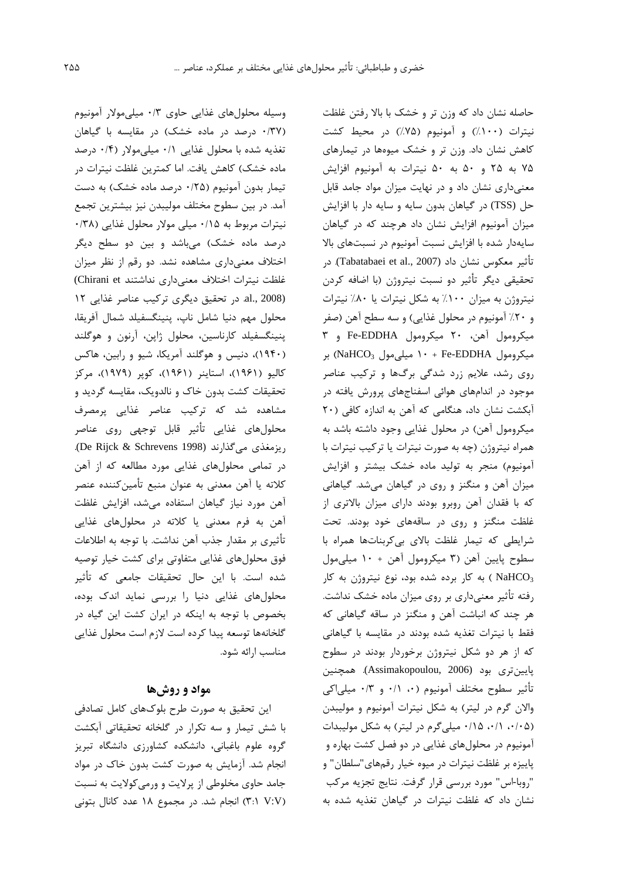حاصله نشان داد که وزن تر و خشک با بالا رفتن غلظت نیترات (۱۰۰٪) و آمونیوم (۷۵٪) در محیط کشت کاهش نشان داد. وزن تر و خشک میوه‌ها در تیمارهای ۷۵ به ۲۵ و ۵۰ به ۵۰ نیترات به آمونیوم افزایش معنی‌داری نشان داد و در نهایت میزان مواد جامد قابل حل (TSS) در گیاهان بدون سایه و سایه دار با افزایش میزان آمونیوم افزایش نشان داد هرچند که در گیاهان سایه‌دار شده با افزایش نسبت آمونیوم در نسبت‌های بالا تأثیر معکوس نشان داد (Tabatabaei et al., 2007). در تحقیقی دیگر تأثیر دو نسبت نیتروژن (با اضافه کردن نیتروژن به میزان ۱۰۰٪ به شکل نیترات یا ۸۰٪ نیترات و ۲۰٪ آمونیوم در محلول غذایی) و سه سطح آهن (صفر میکرومول آهن، ۲۰ میکرومول Fe-EDDHA و ۳ میکرومول Fe-EDDHA + ۱۰ میلی‌مول $NaHCO_3$) بر روی رشد، علایم زرد شدگی برگ‌ها و ترکیب عناصر موجود در اندام‌های هوائی اسفناج‌های پرورش یافته در آبکشت نشان داد، هنگامی که آهن به اندازه کافی (۲۰ میکرومول آهن) در محلول غذایی وجود داشته باشد به همراه نیتروژن (چه به صورت نیترات یا ترکیب نیترات با آمونیوم) منجر به تولید ماده خشک بیشتر و افزایش میزان آهن و منگنز و روی در گیاهان می‌شد. گیاهانی که با فقدان آهن روبرو بودند دارای میزان بالاتری از غلظت منگنز و روی در ساقه‌های خود بودند. تحت شرایطی که تیمار غلظت بالای بی‌کربنات‌ها همراه با سطوح پایین آهن (۳ میکرومول آهن + ۱۰ میلی‌مول $NaHCO_3$ ) به کار برده شده بود، نوع نیتروژن به کار رفته تأثیر معنی‌داری بر روی میزان ماده خشک نداشت. هر چند که انباشت آهن و منگنز در ساقه گیاهانی که فقط با نیترات تغذیه شده بودند در مقایسه با گیاهانی که از هر دو شکل نیتروژن برخوردار بودند در سطوح پایین‌تری بود (Assimakopoulou, 2006). همچنین تأثیر سطوح مختلف آمونیوم (۰، ۰/۱ و ۰/۳ میلی‌اکی والان گرم در لیتر) به شکل نیترات آمونیوم و مولیبدن (۰/۰۵، ۰/۱، ۰/۱۵ میلی‌گرم در لیتر) به شکل مولیبدات آمونیوم در محلول‌های غذایی در دو فصل کشت بهاره و پاییزه بر غلظت نیترات در میوه خیار رقم‌های "سلطان" و "روبا-اس" مورد بررسی قرار گرفت. نتایج تجزیه مرکب نشان داد که غلظت نیترات در گیاهان تغذیه شده به وسیله محلول‌های غذایی حاوی ۰/۳ میلی‌مولار آمونیوم (۰/۳۷ درصد در ماده خشک) در مقایسه با گیاهان تغذیه شده با محلول غذایی ۰/۱ میلی‌مولار (۰/۴ درصد ماده خشک) کاهش یافت. اما کمترین غلظت نیترات در تیمار بدون آمونیوم (۰/۲۵ درصد ماده خشک) به دست آمد. در بین سطوح مختلف مولیبدن نیز بیشترین تجمع نیترات مربوط به ۰/۱۵ میلی مولار محلول غذایی (۰/۳۸ درصد ماده خشک) می‌باشد و بین دو سطح دیگر اختلاف معنی‌داری مشاهده نشد. دو رقم از نظر میزان غلظت نیترات اختلاف معنی‌داری نداشتند (Chirani et al., 2008). در تحقیق دیگری ترکیب عناصر غذایی ۱۲ محلول مهم دنیا شامل ناپ، پنینگسفیلد شمال آفریقا، پنینگسفیلد کارناسین، محلول ژاپن، آرنون و هوگلند (۱۹۴۰)، دنیس و هوگلند آمریکا، شیو و رابین، هاکس کالیو (۱۹۶۱)، استاینر (۱۹۶۱)، کوپر (۱۹۷۹)، مرکز تحقیقات کشت بدون خاک و نالدویک، مقایسه گردید و مشاهده شد که ترکیب عناصر غذایی پرمصرف محلول‌های غذایی تأثیر قابل توجهی روی عناصر ریزمغذی می‌گذارند (De Rijck & Schrevens 1998). در تمامی محلول‌های غذایی مورد مطالعه که از آهن کلاته یا آهن معدنی به عنوان منبع تأمین‌کننده عنصر آهن مورد نیاز گیاهان استفاده می‌شد، افزایش غلظت آهن به فرم معدنی یا کلاته در محلول‌های غذایی تأثیری بر مقدار جذب آهن نداشت. با توجه به اطلاعات فوق محلول‌های غذایی متفاوتی برای کشت خیار توصیه شده است. با این حال تحقیقات جامعی که تأثیر محلول‌های غذایی دنیا را بررسی نماید اندک بوده، بخصوص با توجه به اینکه در ایران کشت این گیاه در گلخانه‌ها توسعه پیدا کرده است لازم است محلول غذایی مناسب ارائه شود.

## مواد و روش‌ها

این تحقیق به صورت طرح بلوک‌های کامل تصادفی با شش تیمار و سه تکرار در گلخانه تحقیقاتی آبکشت گروه علوم باغبانی، دانشکده کشاورزی دانشگاه تبریز انجام شد. آزمایش به صورت کشت بدون خاک در مواد جامد حاوی مخلوطی از پرلایت و ورمی‌کولایت به نسبت (۳:۱ V:V) انجام شد. در مجموع ۱۸ عدد کانال بتونی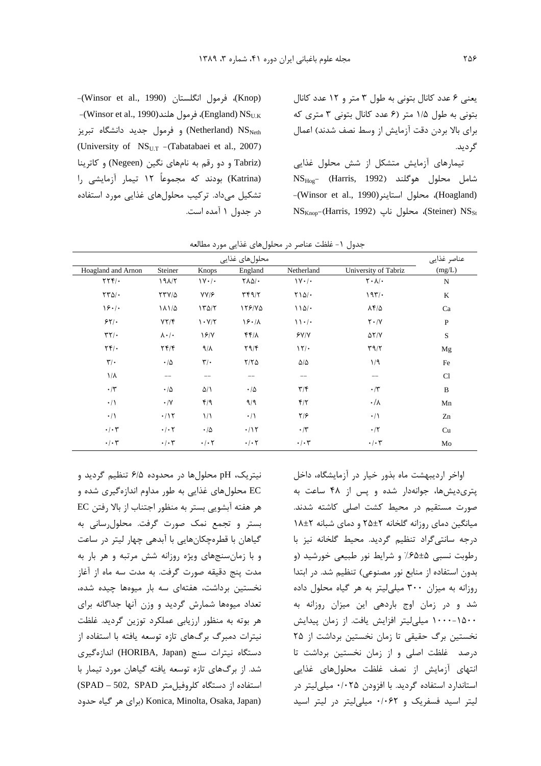یعنی ۶ عدد کانال بتونی به طول ۳ متر و ۱۲ عدد کانال بتونی به طول ۱/۵ متر (۶ عدد کانال بتونی ۳ متری که برای بالا بردن دقت آزمایش از وسط نصف شدند) اعمال گردید.

تیمارهای آزمایش متشکل از شش محلول غذایی شامل محلول هوگلند (Harris, 1992) $NS_{Hog}$- (Hoagland)، محلول استاینر(Winsor et al., 1990)- $NS_{St}$ (Steiner)، محلول ناپ (Harris, 1992)- $NS_{Knop}$ (Knop)، فرمول انگلستان (Winsor et al., 1990)- $NS_{U.K}$ (England)، فرمول هلند(Winsor et al., 1990)- $NS_{Neth}$ (Netherland) و فرمول جدید دانشگاه تبریز (Tabatabaei et al., 2007)- $NS_{U.T}$ (University of Tabriz) و دو رقم به نام‌های نگین (Negeen) و کاترینا (Katrina) بودند که مجموعاً ۱۲ تیمار آزمایشی را تشکیل می‌داد. ترکیب محلول‌های غذایی مورد استفاده در جدول ۱ آمده است.

جدول ۱- غلظت عناصر در محلول‌های غذایی مورد مطالعه

| عناصر غذایی (mg/L) | محلول‌های غذایی | | | | | |
|---|---|---|---|---|---|---|
| | University of Tabriz | Netherland | England | Knops | Steiner | Hoagland and Arnon |
| N | ۲۰۸/۰ | ۱۷۰/۰ | ۲۸۵/۰ | ۱۷۰/۰ | ۱۹۸/۲ | ۲۲۴/۰ |
| K | ۱۹۳/۰ | ۲۱۵/۰ | ۳۴۹/۲ | ۷۷/۶ | ۲۳۷/۵ | ۲۳۵/۰ |
| Ca | ۸۴/۵ | ۱۱۵/۰ | ۱۲۶/۷۵ | ۱۳۵/۲ | ۱۸۱/۵ | ۱۶۰/۰ |
| P | ۲۰/۷ | ۱۱۰/۰ | ۱۶۰/۸ | ۱۰۷/۲ | ۷۲/۴ | ۶۲/۰ |
| S | ۵۲/۷ | ۶۷/۷ | ۴۴/۸ | ۱۶/۷ | ۸۰/۰ | ۳۲/۰ |
| Mg | ۳۹/۲ | ۱۲/۰ | ۲۹/۴ | ۹/۸ | ۲۴/۴ | ۲۴/۰ |
| Fe | ۱/۹ | ۵/۵ | ۲/۲۵ | ۳/۰ | ۰/۵ | ۳/۰ |
| Cl | -- | -- | -- | -- | -- | ۱/۸ |
| B | ۰/۳ | ۳/۴ | ۰/۵ | ۵/۱ | ۰/۵ | ۰/۳ |
| Mn | ۰/۸ | ۴/۲ | ۹/۹ | ۴/۹ | ۰/۷ | ۰/۱ |
| Zn | ۰/۱ | ۲/۶ | ۰/۱ | ۱/۱ | ۰/۱۲ | ۰/۱ |
| Cu | ۰/۲ | ۰/۳ | ۰/۱۲ | ۰/۵ | ۰/۰۲ | ۰/۰۳ |
| Mo | ۰/۰۳ | ۰/۰۳ | ۰/۰۲ | ۰/۰۲ | ۰/۰۳ | ۰/۰۳ |

اواخر اردیبهشت ماه بذور خیار در آزمایشگاه، داخل پتری‌دیش‌ها، جوانه‌دار شده و پس از ۴۸ ساعت به صورت مستقیم در محیط کشت اصلی کاشته شدند. میانگین دمای روزانه گلخانه ۲±۲۵ و دمای شبانه ۲±۱۸ درجه سانتی‌گراد تنظیم گردید. محیط گلخانه نیز با رطوبت نسبی ۵±۶۵٪ و شرایط نور طبیعی خورشید (و بدون استفاده از منابع نور مصنوعی) تنظیم شد. در ابتدا روزانه به میزان ۳۰۰ میلی‌لیتر به هر گیاه محلول داده شد و در زمان اوج باردهی این میزان روزانه به ۱۵۰۰-۱۰۰۰ میلی‌لیتر افزایش یافت. از زمان پیدایش نخستین برگ حقیقی تا زمان نخستین برداشت از ۲۵ درصد غلظت اصلی و از زمان نخستین برداشت تا انتهای آزمایش از نصف غلظت محلول‌های غذایی استاندارد استفاده گردید. با افزودن ۰/۰۲۵ میلی‌لیتر در لیتر اسید فسفریک و ۰/۰۶۲ میلی‌لیتر در لیتر اسید نیتریک، pH محلول‌ها در محدوده ۶/۵ تنظیم گردید و EC محلول‌های غذایی به طور مداوم اندازه‌گیری شده و هر هفته آبشویی بستر به منظور اجتناب از بالا رفتن EC بستر و تجمع نمک صورت گرفت. محلول‌رسانی به گیاهان با قطره‌چکان‌هایی با آبدهی چهار لیتر در ساعت و با زمان‌سنج‌های ویژه روزانه شش مرتبه و هر بار به مدت پنج دقیقه صورت گرفت. به مدت سه ماه از آغاز نخستین برداشت، هفته‌ای سه بار میوه‌ها چیده شده، تعداد میوه‌ها شمارش گردید و وزن آنها جداگانه برای هر بوته به منظور ارزیابی عملکرد توزین گردید. غلظت نیترات دمبرگ برگ‌های تازه توسعه یافته با استفاده از دستگاه نیترات سنج (HORIBA, Japan) اندازه‌گیری شد. از برگ‌های تازه توسعه یافته گیاهان مورد تیمار با استفاده از دستگاه کلروفیل‌متر (SPAD – 502, SPAD Konica, Minolta, Osaka, Japan) (برای هر گیاه حدود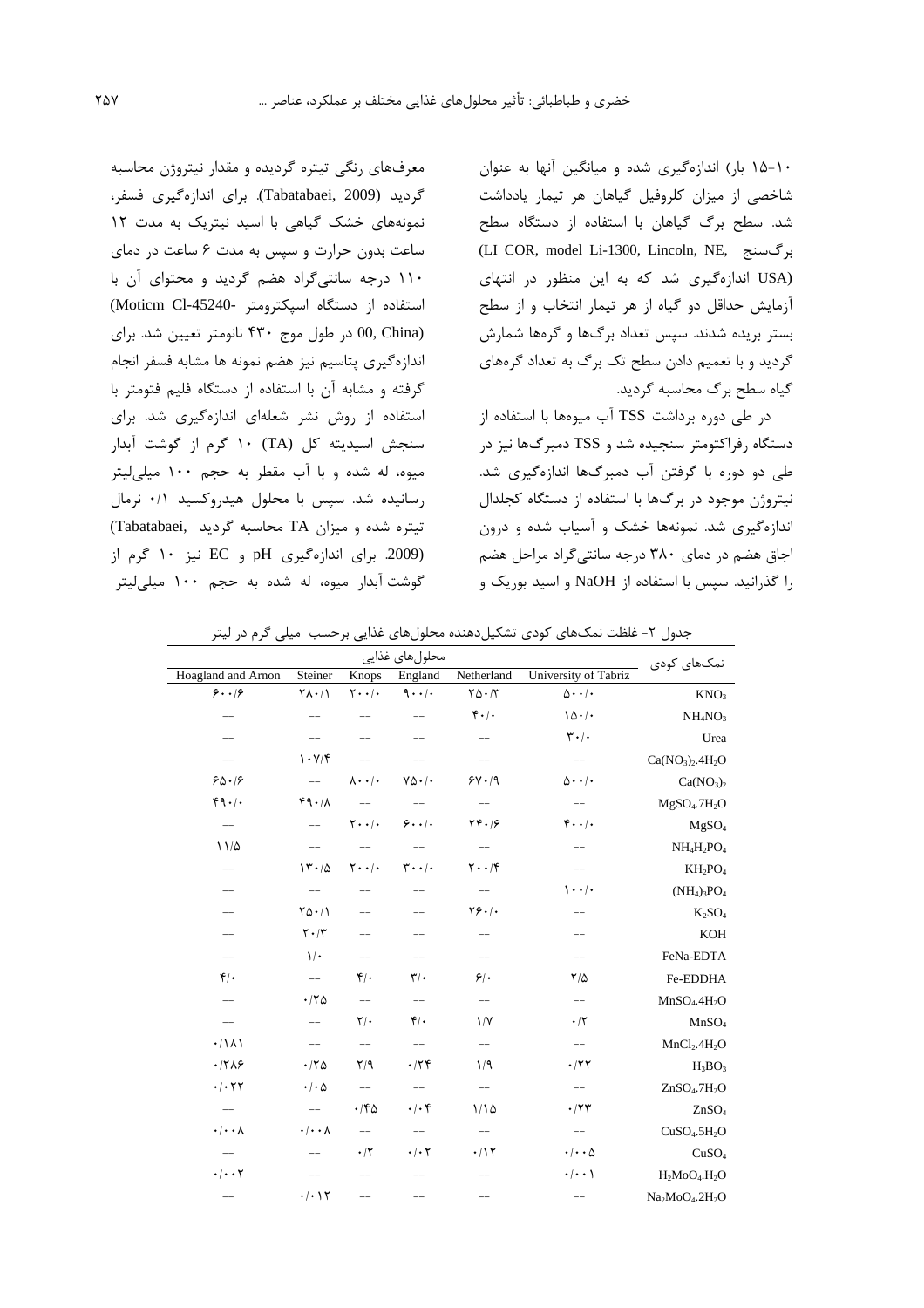۱۰-۱۵ بار) اندازه‌گیری شده و میانگین آنها به عنوان شاخصی از میزان کلروفیل گیاهان هر تیمار یادداشت شد. سطح برگ گیاهان با استفاده از دستگاه سطح برگ‌سنج (LI COR, model Li-1300, Lincoln, NE, USA) اندازه‌گیری شد که به این منظور در انتهای آزمایش حداقل دو گیاه از هر تیمار انتخاب و از سطح بستر بریده شدند. سپس تعداد برگ‌ها و گره‌ها شمارش گردید و با تعمیم دادن سطح تک برگ به تعداد گره‌های گیاه سطح برگ محاسبه گردید.

در طی دوره برداشت TSS آب میوه‌ها با استفاده از دستگاه رفراکتومتر سنجیده شد و TSS دمبرگ‌ها نیز در طی دو دوره با گرفتن آب دمبرگ‌ها اندازه‌گیری شد. نیتروژن موجود در برگ‌ها با استفاده از دستگاه کجلدال اندازه‌گیری شد. نمونه‌ها خشک و آسیاب شده و درون اجاق هضم در دمای ۳۸۰ درجه سانتی‌گراد مراحل هضم را گذرانید. سپس با استفاده از NaOH و اسید بوریک و معرف‌های رنگی تیتره گردیده و مقدار نیتروژن محاسبه گردید (Tabatabaei, 2009). برای اندازه‌گیری فسفر، نمونه‌های خشک گیاهی با اسید نیتریک به مدت ۱۲ ساعت بدون حرارت و سپس به مدت ۶ ساعت در دمای ۱۱۰ درجه سانتی‌گراد هضم گردید و محتوای آن با استفاده از دستگاه اسپکترومتر (Moticm Cl-45240-00, China) در طول موج ۴۳۰ نانومتر تعیین شد. برای اندازه‌گیری پتاسیم نیز هضم نمونه ها مشابه فسفر انجام گرفته و مشابه آن با استفاده از دستگاه فلیم فتومتر با استفاده از روش نشر شعله‌ای اندازه‌گیری شد. برای سنجش اسیدیته کل (TA) ۱۰ گرم از گوشت آبدار میوه، له شده و با آب مقطر به حجم ۱۰۰ میلی‌لیتر رسانیده شد. سپس با محلول هیدروکسید ۰/۱ نرمال تیتره شده و میزان TA محاسبه گردید (Tabatabaei, 2009). برای اندازه‌گیری pH و EC نیز ۱۰ گرم از گوشت آبدار میوه، له شده به حجم ۱۰۰ میلی‌لیتر

جدول ۲- غلظت نمک‌های کودی تشکیل‌دهنده محلول‌های غذایی برحسب میلی گرم در لیتر

| نمک‌های کودی | محلول‌های غذایی | | | | | |
|---|---|---|---|---|---|---|
| | University of Tabriz | Netherland | England | Knops | Steiner | Hoagland and Arnon |
| $KNO_3$ | ۵۰۰/۰ | ۲۵۰/۳ | ۹۰۰/۰ | ۲۰۰/۰ | ۲۸۰/۱ | ۶۰۰/۶ |
| $NH_4NO_3$ | ۱۵۰/۰ | ۴۰/۰ | -- | -- | -- | -- |
| Urea | ۳۰/۰ | -- | -- | -- | -- | -- |
| $Ca(NO_3)_2.4H_2O$ | -- | -- | -- | -- | ۱۰۷/۴ | -- |
| $Ca(NO_3)_2$ | ۵۰۰/۰ | ۶۷۰/۹ | ۷۵۰/۰ | ۸۰۰/۰ | -- | ۶۵۰/۶ |
| $MgSO_4.7H_2O$ | -- | -- | -- | -- | ۴۹۰/۸ | ۴۹۰/۰ |
| $MgSO_4$ | ۴۰۰/۰ | ۲۴۰/۶ | ۶۰۰/۰ | ۲۰۰/۰ | -- | -- |
| $NH_4H_2PO_4$ | -- | -- | -- | -- | -- | ۱۱/۵ |
| $KH_2PO_4$ | -- | ۲۰۰/۴ | ۳۰۰/۰ | ۲۰۰/۰ | ۱۳۰/۵ | -- |
| $(NH_4)_3PO_4$ | ۱۰۰/۰ | -- | -- | -- | -- | -- |
| $K_2SO_4$ | -- | ۲۶۰/۰ | -- | -- | ۲۵۰/۱ | -- |
| KOH | -- | -- | -- | -- | ۲۰/۳ | -- |
| FeNa-EDTA | -- | -- | -- | -- | ۱/۰ | -- |
| Fe-EDDHA | ۲/۵ | ۶/۰ | ۳/۰ | ۴/۰ | -- | ۴/۰ |
| $MnSO_4.4H_2O$ | -- | -- | -- | -- | ۰/۲۵ | -- |
| $MnSO_4$ | ۰/۲ | ۱/۷ | ۴/۰ | ۲/۰ | -- | -- |
| $MnCl_2.4H_2O$ | -- | -- | -- | -- | -- | ۰/۱۸۱ |
| $H_3BO_3$ | ۰/۲۲ | ۱/۹ | ۰/۲۴ | ۲/۹ | ۰/۲۵ | ۰/۲۸۶ |
| $ZnSO_4.7H_2O$ | -- | -- | -- | -- | ۰/۰۵ | ۰/۰۲۲ |
| $ZnSO_4$ | ۰/۲۳ | ۱/۱۵ | ۰/۰۴ | ۰/۴۵ | -- | -- |
| $CuSO_4.5H_2O$ | -- | -- | -- | -- | ۰/۰۰۸ | ۰/۰۰۸ |
| $CuSO_4$ | ۰/۰۰۵ | ۰/۱۲ | ۰/۰۲ | ۰/۲ | -- | -- |
| $H_2MoO_4.H_2O$ | ۰/۰۰۱ | -- | -- | -- | -- | ۰/۰۰۲ |
| $Na_2MoO_4.2H_2O$ | -- | -- | -- | -- | ۰/۰۱۲ | -- |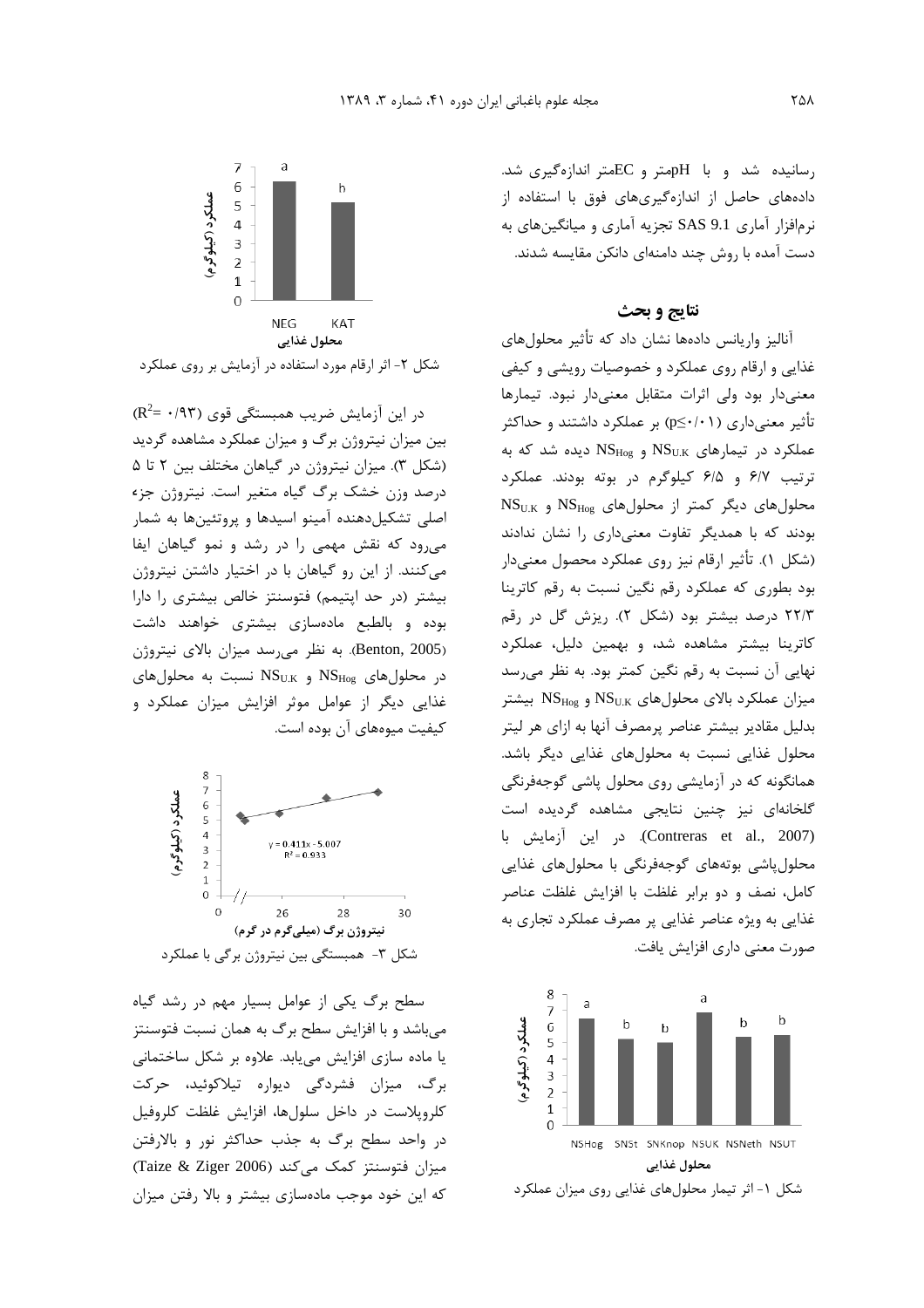رسانیده شد و با pHمتر و ECمتر اندازه‌گیری شد. داده‌های حاصل از اندازه‌گیری‌های فوق با استفاده از نرم‌افزار آماری SAS 9.1 تجزیه آماری و میانگین‌های به دست آمده با روش چند دامنه‌ای دانکن مقایسه شدند.

## نتایج و بحث

آنالیز واریانس داده‌ها نشان داد که تأثیر محلول‌های غذایی و ارقام روی عملکرد و خصوصیات رویشی و کیفی معنی‌دار بود ولی اثرات متقابل معنی‌دار نبود. تیمارها تأثیر معنی‌داری ($p \leq 0.01$) بر عملکرد داشتند و حداکثر عملکرد در تیمارهای $NS_{U.K}$ و $NS_{Hog}$ دیده شد که به ترتیب ۶/۷ و ۶/۵ کیلوگرم در بوته بودند. عملکرد محلول‌های دیگر کمتر از محلول‌های $NS_{Hog}$ و $NS_{U.K}$ بودند که با همدیگر تفاوت معنی‌داری را نشان ندادند (شکل ۱). تأثیر ارقام نیز روی عملکرد محصول معنی‌دار بود بطوری که عملکرد رقم نگین نسبت به رقم کاترینا ۲۲/۳ درصد بیشتر بود (شکل ۲). ریزش گل در رقم کاترینا بیشتر مشاهده شد، و بهمین دلیل، عملکرد نهایی آن نسبت به رقم نگین کمتر بود. به نظر می‌رسد میزان عملکرد بالای محلول‌های $NS_{U.K}$ و $NS_{Hog}$ بیشتر بدلیل مقادیر بیشتر عناصر پرمصرف آنها به ازای هر لیتر محلول غذایی نسبت به محلول‌های غذایی دیگر باشد. همانگونه که در آزمایشی روی محلول پاشی گوجه‌فرنگی گلخانه‌ای نیز چنین نتایجی مشاهده گردیده است (Contreras et al., 2007). در این آزمایش با محلول‌پاشی بوته‌های گوجه‌فرنگی با محلول‌های غذایی کامل، نصف و دو برابر غلظت با افزایش غلظت عناصر غذایی به ویژه عناصر غذایی پر مصرف عملکرد تجاری به صورت معنی داری افزایش یافت.

شکل ۱- اثر تیمار محلول‌های غذایی روی میزان عملکرد

شکل ۲- اثر ارقام مورد استفاده در آزمایش بر روی عملکرد

در این آزمایش ضریب همبستگی قوی ($R^2 = 0.93$) بین میزان نیتروژن برگ و میزان عملکرد مشاهده گردید (شکل ۳). میزان نیتروژن در گیاهان مختلف بین ۲ تا ۵ درصد وزن خشک برگ گیاه متغیر است. نیتروژن جزء اصلی تشکیل‌دهنده آمینو اسیدها و پروتئین‌ها به شمار می‌رود که نقش مهمی را در رشد و نمو گیاهان ایفا می‌کنند. از این رو گیاهان با در اختیار داشتن نیتروژن بیشتر (در حد اپتیمم) فتوسنتز خالص بیشتری را دارا بوده و بالطبع ماده‌سازی بیشتری خواهند داشت (Benton, 2005). به نظر می‌رسد میزان بالای نیتروژن در محلول‌های $NS_{Hog}$ و $NS_{U.K}$ نسبت به محلول‌های غذایی دیگر از عوامل موثر افزایش میزان عملکرد و کیفیت میوه‌های آن بوده است.

شکل ۳- همبستگی بین نیتروژن برگی با عملکرد

سطح برگ یکی از عوامل بسیار مهم در رشد گیاه می‌باشد و با افزایش سطح برگ به همان نسبت فتوسنتز یا ماده سازی افزایش می‌یابد. علاوه بر شکل ساختمانی برگ، میزان فشردگی دیواره تیلاکوئید، حرکت کلروپلاست در داخل سلول‌ها، افزایش غلظت کلروفیل در واحد سطح برگ به جذب حداکثر نور و بالارفتن میزان فتوسنتز کمک می‌کند (Taize & Ziger 2006) که این خود موجب ماده‌سازی بیشتر و بالا رفتن میزان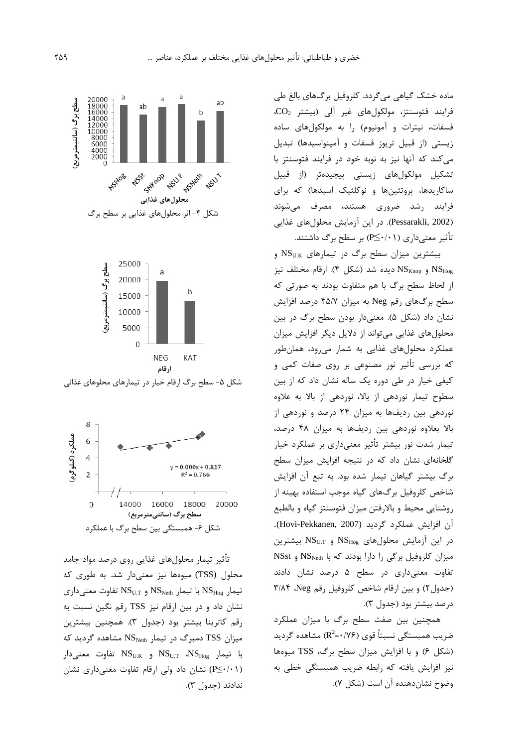ماده خشک گیاهی می‌گردد. کلروفیل برگ‌های بالغ طی فرایند فتوسنتز، مولکول‌های غیر آلی (بیشتر $CO_2$، فسفات، نیترات و آمونیوم) را به مولکول‌های ساده زیستی (از قبیل تریوز فسفات و آمینواسیدها) تبدیل می‌کند که آنها نیز به نوبه خود در فرایند فتوسنتز با تشکیل مولکول‌های زیستی پیچیده‌تر (از قبیل ساکاریدها، پروتئین‌ها و نوکلئیک اسیدها) که برای فرایند رشد ضروری هستند، مصرف می‌شوند (Pessarakli, 2002). در این آزمایش محلول‌های غذایی تأثیر معنی‌داری ($P \leq ۰/۰۱$) بر سطح برگ داشتند.

بیشترین میزان سطح برگ در تیمارهای $NS_{U.K}$ و $NS_{Hog}$ و $NS_{Knop}$ دیده شد (شکل ۴). ارقام مختلف نیز از لحاظ سطح برگ با هم متفاوت بودند به صورتی که سطح برگ‌های رقم Neg به میزان ۴۵/۷ درصد افزایش نشان داد (شکل ۵). معنی‌دار بودن سطح برگ در بین محلول‌های غذایی می‌تواند از دلایل دیگر افزایش میزان عملکرد محلول‌های غذایی به شمار می‌رود، همان‌طور که بررسی تأثیر نور مصنوعی بر روی صفات کمی و کیفی خیار در طی دوره یک ساله نشان داد که از بین سطوح تیمار نوردهی از بالا، نوردهی از بالا به علاوه نوردهی بین ردیف‌ها به میزان ۲۴ درصد و نوردهی از بالا بعلاوه نوردهی بین ردیف‌ها به میزان ۴۸ درصد، تیمار شدت نور بیشتر تأثیر معنی‌داری بر عملکرد خیار گلخانه‌ای نشان داد که در نتیجه افزایش میزان سطح برگ بیشتر گیاهان تیمار شده بود. به تبع آن افزایش شاخص کلروفیل برگ‌های گیاه موجب استفاده بهینه از روشنایی محیط و بالارفتن میزان فتوسنتز گیاه و بالطبع آن افزایش عملکرد گردید (Hovi-Pekkanen, 2007). در این آزمایش محلول‌های $NS_{Hog}$ و $NS_{U.T}$ بیشترین میزان کلروفیل برگی را دارا بودند که با $NS_{Neth}$ و NSst تفاوت معنی‌داری در سطح ۵ درصد نشان دادند (جدول۲) و بین ارقام شاخص کلروفیل رقم Neg، ۳/۸۴ درصد بیشتر بود (جدول ۳).

همچنین بین صفت سطح برگ با میزان عملکرد ضریب همبستگی نسبتاً قوی ($R^2$=۰/۷۶) مشاهده گردید (شکل ۶) و با افزایش میزان سطح برگ، TSS میوه‌ها نیز افزایش یافته که رابطه ضریب همبستگی خطی به وضوح نشان‌دهنده آن است (شکل ۷).

شکل ۴- اثر محلول‌های غذایی بر سطح برگ

شکل ۵- سطح برگ ارقام خیار در تیمارهای محلوهای غذائی

شکل ۶- همبستگی بین سطح برگ با عملکرد

تأثیر تیمار محلول‌های غذایی روی درصد مواد جامد محلول (TSS) میوه‌ها نیز معنی‌دار شد. به طوری که تیمار $NS_{Hog}$ با تیمار $NS_{Neth}$ و $NS_{U.T}$ تفاوت معنی‌داری نشان داد و در بین ارقام نیز TSS رقم نگین نسبت به رقم کاترینا بیشتر بود (جدول ۳). همچنین بیشترین میزان TSS دمبرگ در تیمار $NS_{Neth}$ مشاهده گردید که با تیمار $NS_{Hog}$، $NS_{U.T}$ و $NS_{U.K}$ تفاوت معنی‌دار ($P \leq ۰/۰۱$) نشان داد ولی ارقام تفاوت معنی‌داری نشان ندادند (جدول ۳).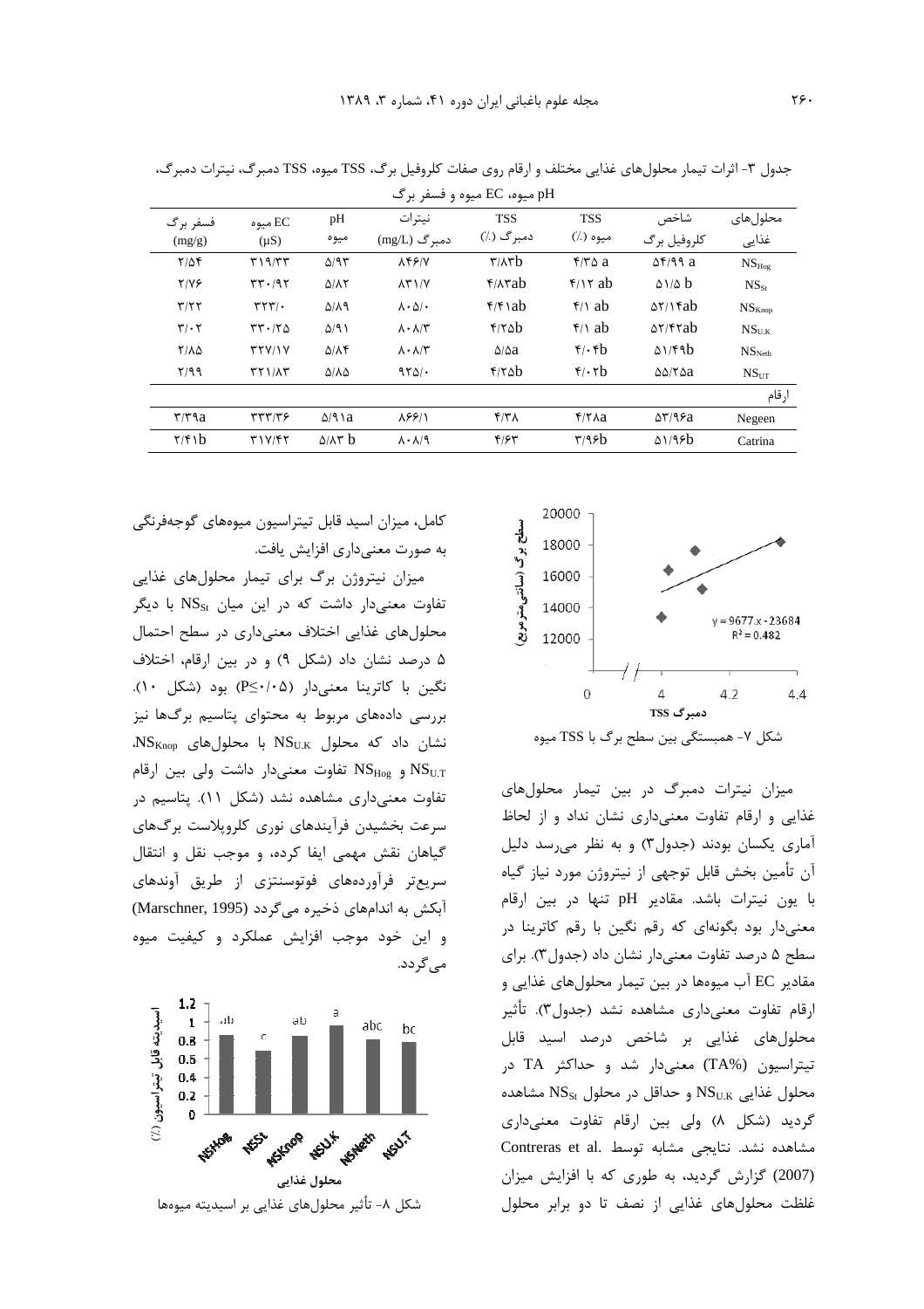جدول ۳- اثرات تیمار محلول‌های غذایی مختلف و ارقام روی صفات کلروفیل برگ، TSS میوه، TSS دمبرگ، نیترات دمبرگ، pH میوه، EC میوه و فسفر برگ

| محلول‌های غذایی | شاخص کلروفیل برگ | TSS میوه (٪) | TSS دمبرگ (٪) | نیترات دمبرگ (mg/L) | pH میوه | EC میوه (μS) | فسفر برگ (mg/g) |
|---|---|---|---|---|---|---|---|
| $NS_{Hog}$ | ۵۴/۹۹ a | ۴/۳۵ a | ۳/۸۳b | ۸۴۶/۷ | ۵/۹۳ | ۳۱۹/۳۳ | ۲/۵۴ |
| $NS_{St}$ | ۵۱/۵ b | ۴/۱۲ ab | ۴/۸۳ab | ۸۳۱/۷ | ۵/۸۲ | ۳۳۰/۹۲ | ۲/۷۶ |
| $NS_{Knop}$ | ۵۲/۱۴ab | ۴/۱ ab | ۴/۴۱ab | ۸۰۵/۰ | ۵/۸۹ | ۳۲۳/۰ | ۳/۲۲ |
| $NS_{U.K}$ | ۵۲/۴۲ab | ۴/۱ ab | ۴/۲۵b | ۸۰۸/۳ | ۵/۹۱ | ۳۳۰/۲۵ | ۳/۰۲ |
| $NS_{Neth}$ | ۵۱/۴۹b | ۴/۰۴b | ۵/۵a | ۸۰۸/۳ | ۵/۸۴ | ۳۲۷/۱۷ | ۲/۸۵ |
| $NS_{UT}$ | ۵۵/۲۵a | ۴/۰۲b | ۴/۲۵b | ۹۲۵/۰ | ۵/۸۵ | ۳۲۱/۸۳ | ۲/۹۹ |
| ارقام | | | | | | | |
| Negeen | ۵۳/۹۶a | ۴/۲۸a | ۴/۳۸ | ۸۶۶/۱ | ۵/۹۱a | ۳۳۳/۳۶ | ۳/۳۹a |
| Catrina | ۵۱/۹۶b | ۳/۹۶b | ۴/۶۳ | ۸۰۸/۹ | ۵/۸۳ b | ۳۱۷/۴۲ | ۲/۴۱b |

شکل ۷- همبستگی بین سطح برگ با TSS میوه

میزان نیترات دمبرگ در بین تیمار محلول‌های غذایی و ارقام تفاوت معنی‌داری نشان نداد و از لحاظ آماری یکسان بودند (جدول۳) و به نظر می‌رسد دلیل آن تأمین بخش قابل توجهی از نیتروژن مورد نیاز گیاه با یون نیترات باشد. مقادیر pH تنها در بین ارقام معنی‌دار بود بگونه‌ای که رقم نگین با رقم کاترینا در سطح ۵ درصد تفاوت معنی‌دار نشان داد (جدول۳). برای مقادیر EC آب میوه‌ها در بین تیمار محلول‌های غذایی و ارقام تفاوت معنی‌داری مشاهده نشد (جدول۳). تأثیر محلول‌های غذایی بر شاخص درصد اسید قابل تیتراسیون (TA%) معنی‌دار شد و حداکثر TA در محلول غذایی $NS_{U.K}$ و حداقل در محلول $NS_{St}$ مشاهده گردید (شکل ۸) ولی بین ارقام تفاوت معنی‌داری مشاهده نشد. نتایجی مشابه توسط Contreras et al. (2007) گزارش گردید، به طوری که با افزایش میزان غلظت محلول‌های غذایی از نصف تا دو برابر محلول کامل، میزان اسید قابل تیتراسیون میوه‌های گوجه‌فرنگی به صورت معنی‌داری افزایش یافت.

میزان نیتروژن برگ برای تیمار محلول‌های غذایی تفاوت معنی‌دار داشت که در این میان $NS_{St}$ با دیگر محلول‌های غذایی اختلاف معنی‌داری در سطح احتمال ۵ درصد نشان داد (شکل ۹) و در بین ارقام، اختلاف نگین با کاترینا معنی‌دار (P≤۰/۰۵) بود (شکل ۱۰). بررسی داده‌های مربوط به محتوای پتاسیم برگ‌ها نیز نشان داد که محلول $NS_{U.K}$ با محلول‌های $NS_{Knop}$، $NS_{U.T}$ و $NS_{Hog}$ تفاوت معنی‌دار داشت ولی بین ارقام تفاوت معنی‌داری مشاهده نشد (شکل ۱۱). پتاسیم در سرعت بخشیدن فرآیندهای نوری کلروپلاست برگ‌های گیاهان نقش مهمی ایفا کرده، و موجب نقل و انتقال سریع‌تر فرآورده‌های فوتوسنتزی از طریق آوندهای آبکش به اندام‌های ذخیره می‌گردد (Marschner, 1995) و این خود موجب افزایش عملکرد و کیفیت میوه می‌گردد.

شکل ۸- تأثیر محلول‌های غذایی بر اسیدیته میوه‌ها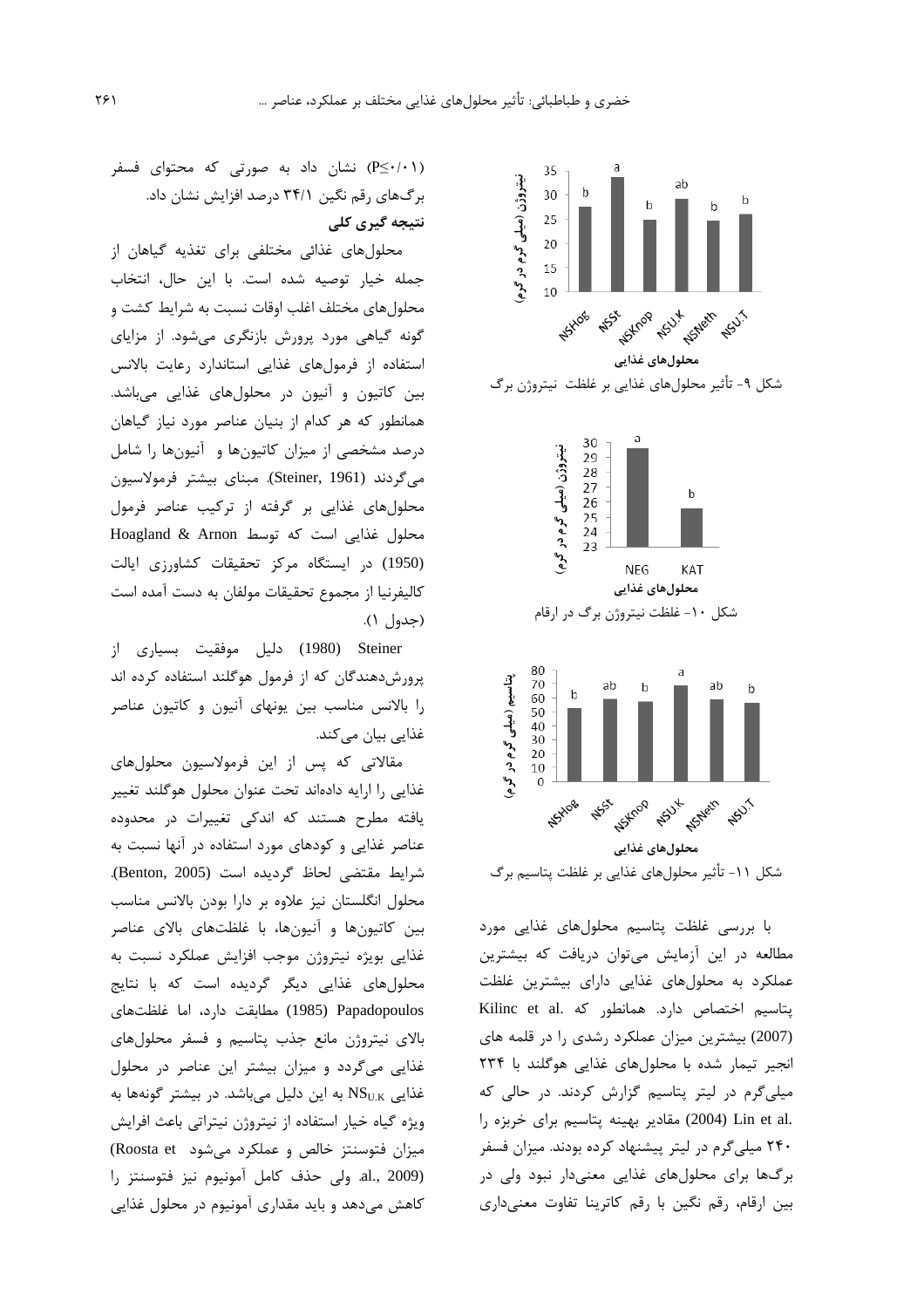(P≤۰/۰۱) نشان داد به صورتی که محتوای فسفر برگ‌های رقم نگین ۳۴/۱ درصد افزایش نشان داد.

## نتیجه گیری کلی

محلول‌های غذائی مختلفی برای تغذیه گیاهان از جمله خیار توصیه شده است. با این حال، انتخاب محلول‌های مختلف اغلب اوقات نسبت به شرایط کشت و گونه گیاهی مورد پرورش بازنگری می‌شود. از مزایای استفاده از فرمول‌های غذایی استاندارد رعایت بالانس بین کاتیون و آنیون در محلول‌های غذایی می‌باشد. همانطور که هر کدام از بنیان عناصر مورد نیاز گیاهان درصد مشخصی از میزان کاتیون‌ها و آنیون‌ها را شامل می‌گردند (Steiner, 1961). مبنای بیشتر فرمولاسیون محلول‌های غذایی بر گرفته از ترکیب عناصر فرمول محلول غذایی است که توسط Hoagland & Arnon (1950) در ایستگاه مرکز تحقیقات کشاورزی ایالت کالیفرنیا از مجموع تحقیقات مولفان به دست آمده است (جدول ۱).

Steiner (1980) دلیل موفقیت بسیاری از پرورش‌دهندگان که از فرمول هوگلند استفاده کرده اند را بالانس مناسب بین یونهای آنیون و کاتیون عناصر غذایی بیان می‌کند.

مقالاتی که پس از این فرمولاسیون محلول‌های غذایی را ارایه داده‌اند تحت عنوان محلول هوگلند تغییر یافته مطرح هستند که اندکی تغییرات در محدوده عناصر غذایی و کودهای مورد استفاده در آنها نسبت به شرایط مقتضی لحاظ گردیده است (Benton, 2005). محلول انگلستان نیز علاوه بر دارا بودن بالانس مناسب بین کاتیون‌ها و آنیون‌ها، با غلظت‌های بالای عناصر غذایی بویژه نیتروژن موجب افزایش عملکرد نسبت به محلول‌های غذایی دیگر گردیده است که با نتایج Papadopoulos (1985) مطابقت دارد، اما غلظت‌های بالای نیتروژن مانع جذب پتاسیم و فسفر محلول‌های غذایی می‌گردد و میزان بیشتر این عناصر در محلول غذایی $NS_{U.K}$ به این دلیل می‌باشد. در بیشتر گونه‌ها به ویژه گیاه خیار استفاده از نیتروژن نیتراتی باعث افزایش میزان فتوسنتز خالص و عملکرد می‌شود (Roosta et al., 2009). ولی حذف کامل آمونیوم نیز فتوسنتز را کاهش می‌دهد و باید مقداری آمونیوم در محلول غذایی

| NSHog | NSSt | NSKnop | NSU.K | NSNeth | NSU.T |
|---|---|---|---|---|---|
| b | a | b | ab | b | b |

شکل ۹- تأثیر محلول‌های غذایی بر غلظت نیتروژن برگ

| NEG | KAT |
|---|---|
| a | b |

شکل ۱۰- غلظت نیتروژن برگ در ارقام

| NSHog | NSSt | NSKnop | NSU.K | NSNeth | NSU.T |
|---|---|---|---|---|---|
| b | ab | b | a | ab | b |

شکل ۱۱- تأثیر محلول‌های غذایی بر غلظت پتاسیم برگ

با بررسی غلظت پتاسیم محلول‌های غذایی مورد مطالعه در این آزمایش می‌توان دریافت که بیشترین عملکرد به محلول‌های غذایی دارای بیشترین غلظت پتاسیم اختصاص دارد. همانطور که Kilinc et al. (2007) بیشترین میزان عملکرد رشدی را در قلمه های انجیر تیمار شده با محلول‌های غذایی هوگلند با ۲۳۴ میلی‌گرم در لیتر پتاسیم گزارش کردند. در حالی که Lin et al. (2004) مقادیر بهینه پتاسیم برای خربزه را ۲۴۰ میلی‌گرم در لیتر پیشنهاد کرده بودند. میزان فسفر برگ‌ها برای محلول‌های غذایی معنی‌دار نبود ولی در بین ارقام، رقم نگین با رقم کاترینا تفاوت معنی‌داری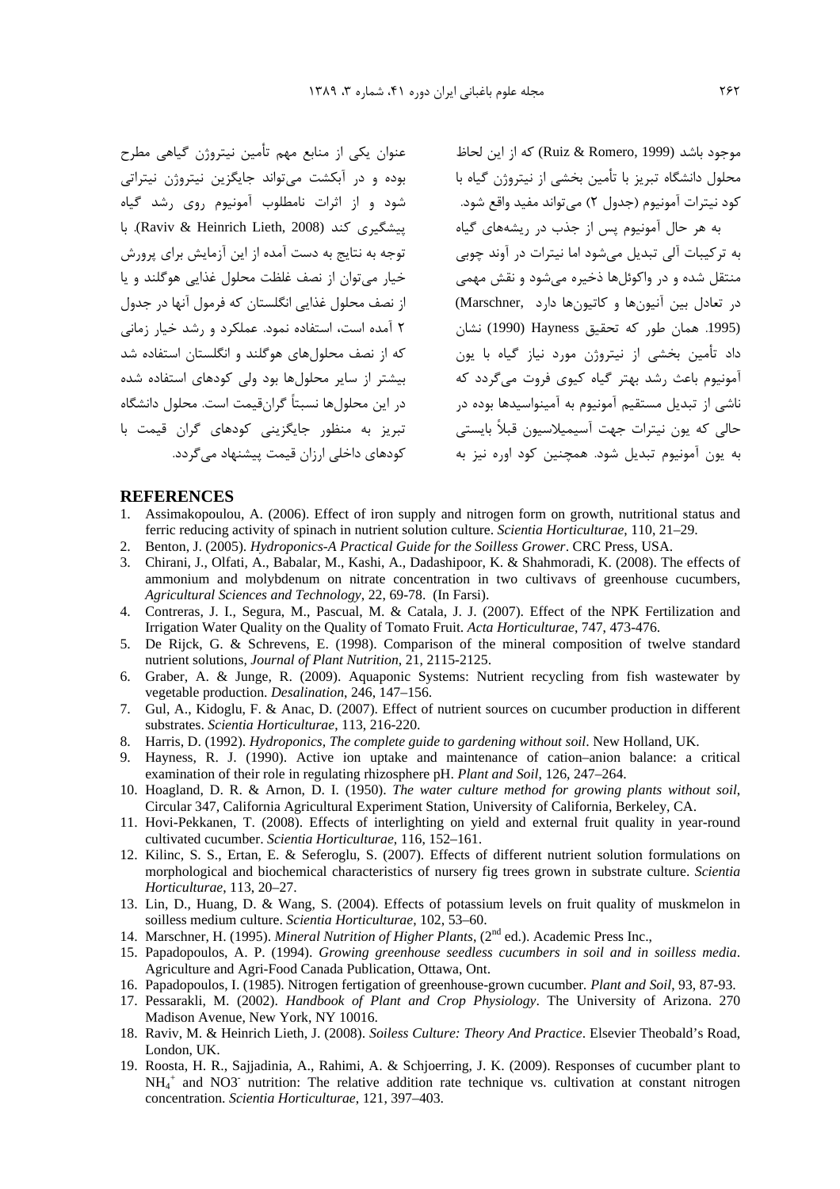موجود باشد (Ruiz & Romero, 1999) که از این لحاظ محلول دانشگاه تبریز با تأمین بخشی از نیتروژن گیاه با کود نیترات آمونیوم (جدول ۲) می‌تواند مفید واقع شود.

به هر حال آمونیوم پس از جذب در ریشه‌های گیاه به ترکیبات آلی تبدیل می‌شود اما نیترات در آوند چوبی منتقل شده و در واکوئل‌ها ذخیره می‌شود و نقش مهمی در تعادل بین آنیون‌ها و کاتیون‌ها دارد (Marschner, 1995). همان طور که تحقیق Hayness (1990) نشان داد تأمین بخشی از نیتروژن مورد نیاز گیاه با یون آمونیوم باعث رشد بهتر گیاه کیوی فروت می‌گردد که ناشی از تبدیل مستقیم آمونیوم به آمینواسیدها بوده در حالی که یون نیترات جهت آسیمیلاسیون قبلاً بایستی به یون آمونیوم تبدیل شود. همچنین کود اوره نیز به عنوان یکی از منابع مهم تأمین نیتروژن گیاهی مطرح بوده و در آبکشت می‌تواند جایگزین نیتروژن نیتراتی شود و از اثرات نامطلوب آمونیوم روی رشد گیاه پیشگیری کند (Raviv & Heinrich Lieth, 2008). با توجه به نتایج به دست آمده از این آزمایش برای پرورش خیار می‌توان از نصف غلظت محلول غذایی هوگلند و یا از نصف محلول غذایی انگلستان که فرمول آنها در جدول ۲ آمده است، استفاده نمود. عملکرد و رشد خیار زمانی که از نصف محلول‌های هوگلند و انگلستان استفاده شد بیشتر از سایر محلول‌ها بود ولی کودهای استفاده شده در این محلول‌ها نسبتاً گران‌قیمت است. محلول دانشگاه تبریز به منظور جایگزینی کودهای گران قیمت با کودهای داخلی ارزان قیمت پیشنهاد می‌گردد.

## REFERENCES

1. Assimakopoulou, A. (2006). Effect of iron supply and nitrogen form on growth, nutritional status and ferric reducing activity of spinach in nutrient solution culture. *Scientia Horticulturae*, 110, 21–29.
2. Benton, J. (2005). *Hydroponics-A Practical Guide for the Soilless Grower*. CRC Press, USA.
3. Chirani, J., Olfati, A., Babalar, M., Kashi, A., Dadashipoor, K. & Shahmoradi, K. (2008). The effects of ammonium and molybdenum on nitrate concentration in two cultivavs of greenhouse cucumbers, *Agricultural Sciences and Technology*, 22, 69-78. (In Farsi).
4. Contreras, J. I., Segura, M., Pascual, M. & Catala, J. J. (2007). Effect of the NPK Fertilization and Irrigation Water Quality on the Quality of Tomato Fruit. *Acta Horticulturae*, 747, 473-476.
5. De Rijck, G. & Schrevens, E. (1998). Comparison of the mineral composition of twelve standard nutrient solutions, *Journal of Plant Nutrition*, 21, 2115-2125.
6. Graber, A. & Junge, R. (2009). Aquaponic Systems: Nutrient recycling from fish wastewater by vegetable production. *Desalination*, 246, 147–156.
7. Gul, A., Kidoglu, F. & Anac, D. (2007). Effect of nutrient sources on cucumber production in different substrates. *Scientia Horticulturae*, 113, 216-220.
8. Harris, D. (1992). *Hydroponics, The complete guide to gardening without soil*. New Holland, UK.
9. Hayness, R. J. (1990). Active ion uptake and maintenance of cation–anion balance: a critical examination of their role in regulating rhizosphere pH. *Plant and Soil*, 126, 247–264.
10. Hoagland, D. R. & Arnon, D. I. (1950). *The water culture method for growing plants without soil*, Circular 347, California Agricultural Experiment Station, University of California, Berkeley, CA.
11. Hovi-Pekkanen, T. (2008). Effects of interlighting on yield and external fruit quality in year-round cultivated cucumber. *Scientia Horticulturae*, 116, 152–161.
12. Kilinc, S. S., Ertan, E. & Seferoglu, S. (2007). Effects of different nutrient solution formulations on morphological and biochemical characteristics of nursery fig trees grown in substrate culture. *Scientia Horticulturae*, 113, 20–27.
13. Lin, D., Huang, D. & Wang, S. (2004). Effects of potassium levels on fruit quality of muskmelon in soilless medium culture. *Scientia Horticulturae*, 102, 53–60.
14. Marschner, H. (1995). *Mineral Nutrition of Higher Plants*, (2nd ed.). Academic Press Inc.,
15. Papadopoulos, A. P. (1994). *Growing greenhouse seedless cucumbers in soil and in soilless media*. Agriculture and Agri-Food Canada Publication, Ottawa, Ont.
16. Papadopoulos, I. (1985). Nitrogen fertigation of greenhouse-grown cucumber. *Plant and Soil*, 93, 87-93.
17. Pessarakli, M. (2002). *Handbook of Plant and Crop Physiology*. The University of Arizona. 270 Madison Avenue, New York, NY 10016.
18. Raviv, M. & Heinrich Lieth, J. (2008). *Soiless Culture: Theory And Practice*. Elsevier Theobald's Road, London, UK.
19. Roosta, H. R., Sajjadinia, A., Rahimi, A. & Schjoerring, J. K. (2009). Responses of cucumber plant to $NH_4^+$ and $NO3^-$ nutrition: The relative addition rate technique vs. cultivation at constant nitrogen concentration. *Scientia Horticulturae*, 121, 397–403.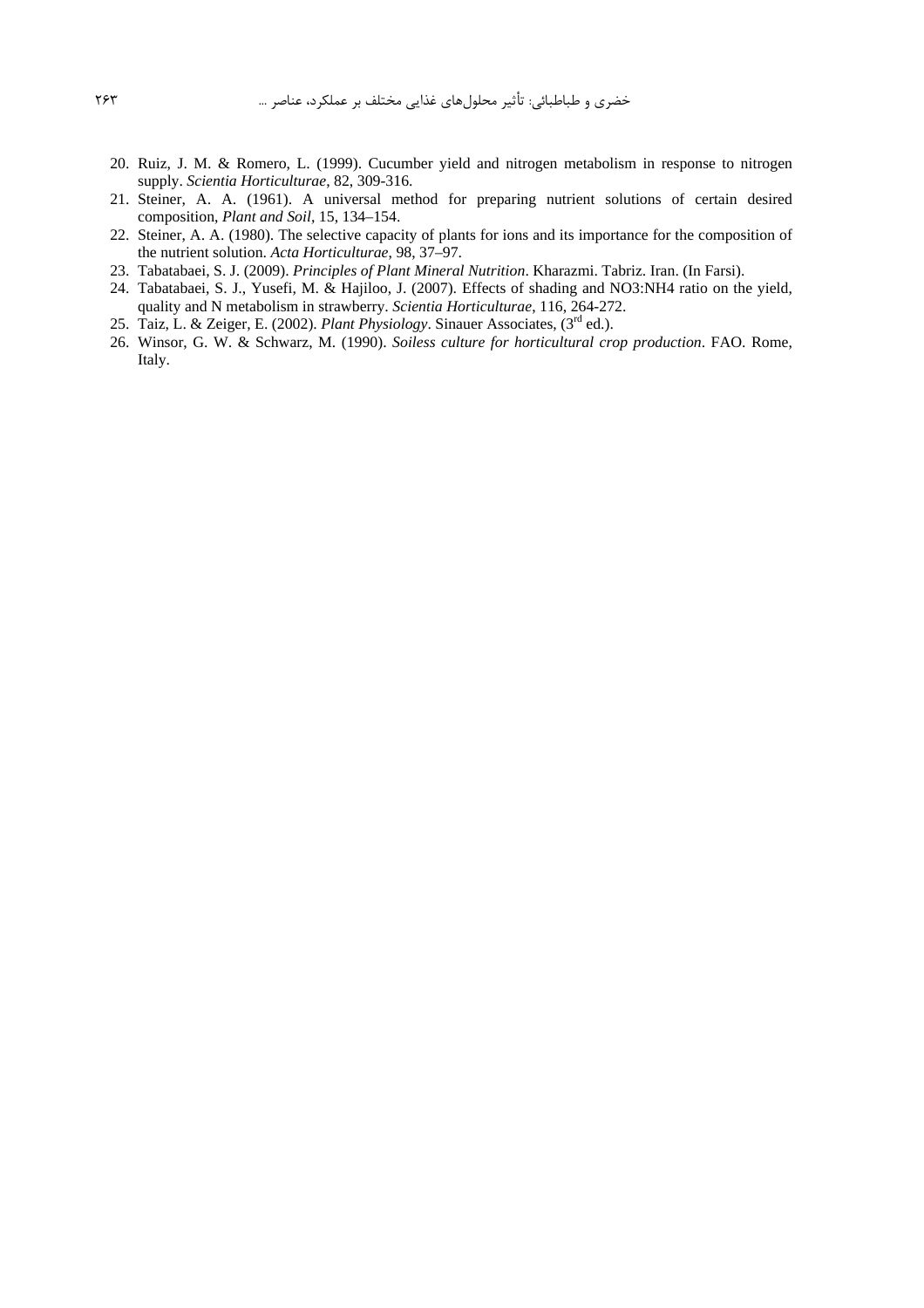20. Ruiz, J. M. & Romero, L. (1999). Cucumber yield and nitrogen metabolism in response to nitrogen supply. *Scientia Horticulturae*, 82, 309-316.
21. Steiner, A. A. (1961). A universal method for preparing nutrient solutions of certain desired composition, *Plant and Soil*, 15, 134–154.
22. Steiner, A. A. (1980). The selective capacity of plants for ions and its importance for the composition of the nutrient solution. *Acta Horticulturae*, 98, 37–97.
23. Tabatabaei, S. J. (2009). *Principles of Plant Mineral Nutrition*. Kharazmi. Tabriz. Iran. (In Farsi).
24. Tabatabaei, S. J., Yusefi, M. & Hajiloo, J. (2007). Effects of shading and NO3:NH4 ratio on the yield, quality and N metabolism in strawberry. *Scientia Horticulturae*, 116, 264-272.
25. Taiz, L. & Zeiger, E. (2002). *Plant Physiology*. Sinauer Associates, (3rd ed.).
26. Winsor, G. W. & Schwarz, M. (1990). *Soiless culture for horticultural crop production*. FAO. Rome, Italy.